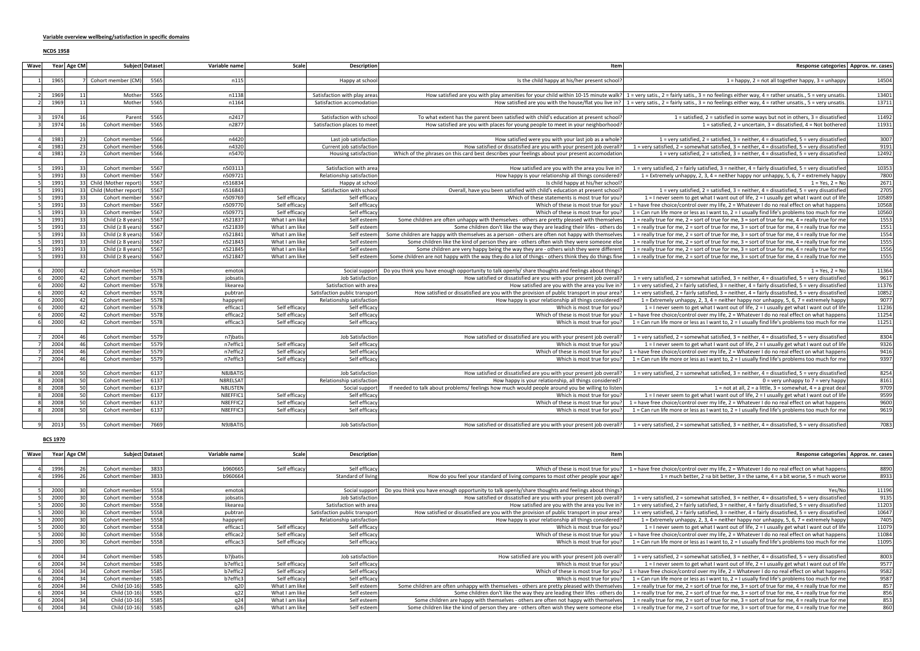**Variable overview wellbeing/satisfaction in specific domains**

**NCDS 1958**

| Wave | Year | Age CM | Subject | Dataset | Variable name | Scale | Description | Item | Response categories | Approx. nr. cases |
|---|---|---|---|---|---|---|---|---|---|---|
| 1 | 1965 | 7 | Cohort member (CM) | 5565 | n115 | | Happy at school | Is the child happy at his/her present school? | 1 = happy, 2 = not all together happy, 3 = unhappy | 14504 |
| 2 | 1969 | 11 | Mother | 5565 | n1138 | | Satisfaction with play areas | How satisfied are you with play amenities for your child within 10-15 minute walk? | 1 = very satis., 2 = fairly satis., 3 = no feelings either way, 4 = rather unsatis., 5 = very unsatis. | 13401 |
| 2 | 1969 | 11 | Mother | 5565 | n1164 | | Satisfaction accomodation | How satisfied are you with the house/flat you live in? | 1 = very satis., 2 = fairly satis., 3 = no feelings either way, 4 = rather unsatis., 5 = very unsatis. | 13711 |
| 3 | 1974 | 16 | Parent | 5565 | n2417 | | Satisfaction with school | To what extent has the parent been satisfied with child's education at present school? | 1 = satisfied, 2 = satisfied in some ways but not in others, 3 = dissatisfied | 11492 |
| 3 | 1974 | 16 | Cohort member | 5565 | n2877 | | Satisfaction places to meet | How satisfied are you with places for young people to meet in your neighborhood? | 1 = satisfied, 2 = uncertain, 3 = dissatisfied, 4 = Not bothered | 11931 |
| 4 | 1981 | 23 | Cohort member | 5566 | n4420 | | Last job satisfaction | How satisfied were you with your last job as a whole? | 1 = very satisfied, 2 = satisfied, 3 = neither, 4 = dissatisfied, 5 = very dissatisfied | 3007 |
| 4 | 1981 | 23 | Cohort member | 5566 | n4320 | | Current job satisfaction | How satisfied or dissatisfied are you with your present job overall? | 1 = very satisfied, 2 = somewhat satisfied, 3 = neither, 4 = dissatisfied, 5 = very dissatisfied | 9191 |
| 4 | 1981 | 23 | Cohort member | 5566 | n5470 | | Housing satisfaction | Which of the phrases on this card best describes your feelings about your present accomodation | 1 = very satisfied, 2 = satisfied, 3 = neither, 4 = dissatisfied, 5 = very dissatisfied | 12492 |
| 5 | 1991 | 33 | Cohort member | 5567 | n503113 | | Satisfaction with area | How satisfied are you with the area you live in? | 1 = very satisfied, 2 = fairly satisfied, 3 = neither, 4 = fairly dissatisfied, 5 = very dissatisfied | 10353 |
| 5 | 1991 | 33 | Cohort member | 5567 | n509721 | | Relationship satisfaction | How happy is your relationship all things considered? | 1 = Extremely unhappy, 2, 3, 4 = neither happy nor unhappy, 5, 6, 7 = extremely happy | 7800 |
| 5 | 1991 | 33 | Child (Mother report) | 5567 | n516834 | | Happy at school | Is child happy at his/her school? | 1 = Yes, 2 = No | 2671 |
| 5 | 1991 | 33 | Child (Mother report) | 5567 | n516843 | | Satisfaction with school | Overall, have you been satisfied with child's education at present school? | 1 = very satisfied, 2 = satisfied, 3 = neither, 4 = dissatisfied, 5 = very dissatisfied | 2705 |
| 5 | 1991 | 33 | Cohort member | 5567 | n509769 | Self efficacy | Self efficacy | Which of these statements is most true for you? | 1 = I never seem to get what I want out of life, 2 = I usually get what I want out of life | 10589 |
| 5 | 1991 | 33 | Cohort member | 5567 | n509770 | Self efficacy | Self efficacy | Which of these is most true for you? | 1 = have free choice/control over my life, 2 = Whatever I do no real effect on what happens | 10568 |
| 5 | 1991 | 33 | Cohort member | 5567 | n509771 | Self efficacy | Self efficacy | Which of these is most true for you? | 1 = Can run life more or less as I want to, 2 = I usually find life's problems too much for me | 10560 |
| 5 | 1991 | 33 | Child (≥ 8 years) | 5567 | n521837 | What I am like | Self esteem | Some children are often unhappy with themselves - others are pretty pleased with themselves | 1 = really true for me, 2 = sort of true for me, 3 = sort of true for me, 4 = really true for me | 1553 |
| 5 | 1991 | 33 | Child (≥ 8 years) | 5567 | n521839 | What I am like | Self esteem | Some children don't like the way they are leading their lifes - others do | 1 = really true for me, 2 = sort of true for me, 3 = sort of true for me, 4 = really true for me | 1551 |
| 5 | 1991 | 33 | Child (≥ 8 years) | 5567 | n521841 | What I am like | Self esteem | Some children are happy with themselves as a person - others are often not happy with themselves | 1 = really true for me, 2 = sort of true for me, 3 = sort of true for me, 4 = really true for me | 1554 |
| 5 | 1991 | 33 | Child (≥ 8 years) | 5567 | n521843 | What I am like | Self esteem | Some children like the kind of person they are - others often wish they were someone else | 1 = really true for me, 2 = sort of true for me, 3 = sort of true for me, 4 = really true for me | 1555 |
| 5 | 1991 | 33 | Child (≥ 8 years) | 5567 | n521845 | What I am like | Self esteem | Some children are very happy being the way they are - others wish they were different | 1 = really true for me, 2 = sort of true for me, 3 = sort of true for me, 4 = really true for me | 1556 |
| 5 | 1991 | 33 | Child (≥ 8 years) | 5567 | n521847 | What I am like | Self esteem | Some children are not happy with the way they do a lot of things - others think they do things fine | 1 = really true for me, 2 = sort of true for me, 3 = sort of true for me, 4 = really true for me | 1555 |
| 6 | 2000 | 42 | Cohort member | 5578 | emotok | | Social support | Do you think you have enough opportunity to talk openly/ share thoughts and feelings about things? | 1 = Yes, 2 = No | 11364 |
| 6 | 2000 | 42 | Cohort member | 5578 | jobsatis | | Job Satisfaction | How satisfied or dissatisfied are you with your present job overall? | 1 = very satisfied, 2 = somewhat satisfied, 3 = neither, 4 = dissatisfied, 5 = very dissatisfied | 9617 |
| 6 | 2000 | 42 | Cohort member | 5578 | likearea | | Satisfaction with area | How satisfied are you with the area you live in? | 1 = very satisfied, 2 = fairly satisfied, 3 = neither, 4 = fairly dissatisfied, 5 = very dissatisfied | 11376 |
| 6 | 2000 | 42 | Cohort member | 5578 | pubtran | | Satisfaction public transport | How satisfied or dissatisfied are you with the provision of public transport in your area? | 1 = very satisfied, 2 = fairly satisfied, 3 = neither, 4 = fairly dissatisfied, 5 = very dissatisfied | 10852 |
| 6 | 2000 | 42 | Cohort member | 5578 | happyrel | | Relationship satisfaction | How happy is your relationship all things considered? | 1 = Extremely unhappy, 2, 3, 4 = neither happy nor unhappy, 5, 6, 7 = extremely happy | 9077 |
| 6 | 2000 | 42 | Cohort member | 5578 | efficac1 | Self efficacy | Self efficacy | Which is most true for you? | 1 = I never seem to get what I want out of life, 2 = I usually get what I want out of life | 11236 |
| 6 | 2000 | 42 | Cohort member | 5578 | efficac2 | Self efficacy | Self efficacy | Which of these is most true for you? | 1 = have free choice/control over my life, 2 = Whatever I do no real effect on what happens | 11254 |
| 6 | 2000 | 42 | Cohort member | 5578 | efficac3 | Self efficacy | Self efficacy | Which is most true for you? | 1 = Can run life more or less as I want to, 2 = I usually find life's problems too much for me | 11251 |
| 7 | 2004 | 46 | Cohort member | 5579 | n7jbatis | | Job Satisfaction | How satisfied or dissatisfied are you with your present job overall? | 1 = very satisfied, 2 = somewhat satisfied, 3 = neither, 4 = dissatisfied, 5 = very dissatisfied | 8304 |
| 7 | 2004 | 46 | Cohort member | 5579 | n7effic1 | Self efficacy | Self efficacy | Which is most true for you? | 1 = I never seem to get what I want out of life, 2 = I usually get what I want out of life | 9326 |
| 7 | 2004 | 46 | Cohort member | 5579 | n7effic2 | Self efficacy | Self efficacy | Which of these is most true for you? | 1 = have free choice/control over my life, 2 = Whatever I do no real effect on what happens | 9416 |
| 7 | 2004 | 46 | Cohort member | 5579 | n7effic3 | Self efficacy | Self efficacy | Which is most true for you? | 1 = Can run life more or less as I want to, 2 = I usually find life's problems too much for me | 9397 |
| 8 | 2008 | 50 | Cohort member | 6137 | N8JBATIS | | Job Satisfaction | How satisfied or dissatisfied are you with your present job overall? | 1 = very satisfied, 2 = somewhat satisfied, 3 = neither, 4 = dissatisfied, 5 = very dissatisfied | 8254 |
| 8 | 2008 | 50 | Cohort member | 6137 | N8RELSAT | | Relationship satisfaction | How happy is your relationship, all things considered? | 0 = very unhappy to 7 = very happy | 8161 |
| 8 | 2008 | 50 | Cohort member | 6137 | N8LISTEN | | Social support | If needed to talk about problems/ feelings how much would people around you be willing to listen | 1 = not at all, 2 = a little, 3 = somewhat, 4 = a great deal | 9709 |
| 8 | 2008 | 50 | Cohort member | 6137 | N8EFFIC1 | Self efficacy | Self efficacy | Which is most true for you? | 1 = I never seem to get what I want out of life, 2 = I usually get what I want out of life | 9599 |
| 8 | 2008 | 50 | Cohort member | 6137 | N8EFFIC2 | Self efficacy | Self efficacy | Which of these is most true for you? | 1 = have free choice/control over my life, 2 = Whatever I do no real effect on what happens | 9600 |
| 8 | 2008 | 50 | Cohort member | 6137 | N8EFFIC3 | Self efficacy | Self efficacy | Which is most true for you? | 1 = Can run life more or less as I want to, 2 = I usually find life's problems too much for me | 9619 |
| 9 | 2013 | 55 | Cohort member | 7669 | N9JBATIS | | Job Satisfaction | How satisfied or dissatisfied are you with your present job overall? | 1 = very satisfied, 2 = somewhat satisfied, 3 = neither, 4 = dissatisfied, 5 = very dissatisfied | 7083 |

**BCS 1970**

| Wave | Year | Age CM | Subject | Dataset | Variable name | Scale | Description | Item | Response categories | Approx. nr. cases |
|---|---|---|---|---|---|---|---|---|---|---|
| 4 | 1996 | 26 | Cohort member | 3833 | b960665 | Self efficacy | Self efficacy | Which of these is most true for you? | 1 = have free choice/control over my life, 2 = Whatever I do no real effect on what happens | 8890 |
| 4 | 1996 | 26 | Cohort member | 3833 | b960664 | | Standard of living | How do you feel your standard of living compares to most other people your age? | 1 = much better, 2 =a bit better, 3 = the same, 4 = a bit worse, 5 = much worse | 8933 |
| 5 | 2000 | 30 | Cohort member | 5558 | emotok | | Social support | Do you think you have enough opportunity to talk openly/share thoughts and feelings about things? | Yes/No | 11196 |
| 5 | 2000 | 30 | Cohort member | 5558 | jobsatis | | Job Satisfaction | How satisfied or dissatisfied are you with your present job overall? | 1 = very satisfied, 2 = somewhat satisfied, 3 = neither, 4 = dissatisfied, 5 = very dissatisfied | 9135 |
| 5 | 2000 | 30 | Cohort member | 5558 | likearea | | Satisfaction with area | How satisfied are you with the area you live in? | 1 = very satisfied, 2 = fairly satisfied, 3 = neither, 4 = fairly dissatisfied, 5 = very dissatisfied | 11203 |
| 5 | 2000 | 30 | Cohort member | 5558 | pubtran | | Satisfaction public transport | How satisfied or dissatisfied are you with the provision of public transport in your area? | 1 = very satisfied, 2 = fairly satisfied, 3 = neither, 4 = fairly dissatisfied, 5 = very dissatisfied | 10647 |
| 5 | 2000 | 30 | Cohort member | 5558 | happyrel | | Relationship satisfaction | How happy is your relationship all things considered? | 1 = Extremely unhappy, 2, 3, 4 = neither happy nor unhappy, 5, 6, 7 = extremely happy | 7405 |
| 5 | 2000 | 30 | Cohort member | 5558 | efficac1 | Self efficacy | Self efficacy | Which is most true for you? | 1 = I never seem to get what I want out of life, 2 = I usually get what I want out of life | 11079 |
| 5 | 2000 | 30 | Cohort member | 5558 | efficac2 | Self efficacy | Self efficacy | Which of these is most true for you? | 1 = have free choice/control over my life, 2 = Whatever I do no real effect on what happens | 11084 |
| 5 | 2000 | 30 | Cohort member | 5558 | efficac3 | Self efficacy | Self efficacy | Which is most true for you? | 1 = Can run life more or less as I want to, 2 = I usually find life's problems too much for me | 11095 |
| 6 | 2004 | 34 | Cohort member | 5585 | b7jbatis | | Job satisfaction | How satisfied are you with your present job overall? | 1 = very satisfied, 2 = somewhat satisfied, 3 = neither, 4 = dissatisfied, 5 = very dissatisfied | 8003 |
| 6 | 2004 | 34 | Cohort member | 5585 | b7effic1 | Self efficacy | Self efficacy | Which is most true for you? | 1 = I never seem to get what I want out of life, 2 = I usually get what I want out of life | 9577 |
| 6 | 2004 | 34 | Cohort member | 5585 | b7effic2 | Self efficacy | Self efficacy | Which of these is most true for you? | 1 = have free choice/control over my life, 2 = Whatever I do no real effect on what happens | 9582 |
| 6 | 2004 | 34 | Cohort member | 5585 | b7effic3 | Self efficacy | Self efficacy | Which is most true for you? | 1 = Can run life more or less as I want to, 2 = I usually find life's problems too much for me | 9587 |
| 6 | 2004 | 34 | Child (10-16) | 5585 | q20 | What I am like | Self esteem | Some children are often unhappy with themselves - others are pretty pleased with themselves | 1 = really true for me, 2 = sort of true for me, 3 = sort of true for me, 4 = really true for me | 857 |
| 6 | 2004 | 34 | Child (10-16) | 5585 | q22 | What I am like | Self esteem | Some children don't like the way they are leading their lifes - others do | 1 = really true for me, 2 = sort of true for me, 3 = sort of true for me, 4 = really true for me | 856 |
| 6 | 2004 | 34 | Child (10-16) | 5585 | q24 | What I am like | Self esteem | Some children are happy with themselves - others are often not happy with themselves | 1 = really true for me, 2 = sort of true for me, 3 = sort of true for me, 4 = really true for me | 853 |
| 6 | 2004 | 34 | Child (10-16) | 5585 | q26 | What I am like | Self esteem | Some children like the kind of person they are - others often wish they were someone else | 1 = really true for me, 2 = sort of true for me, 3 = sort of true for me, 4 = really true for me | 860 |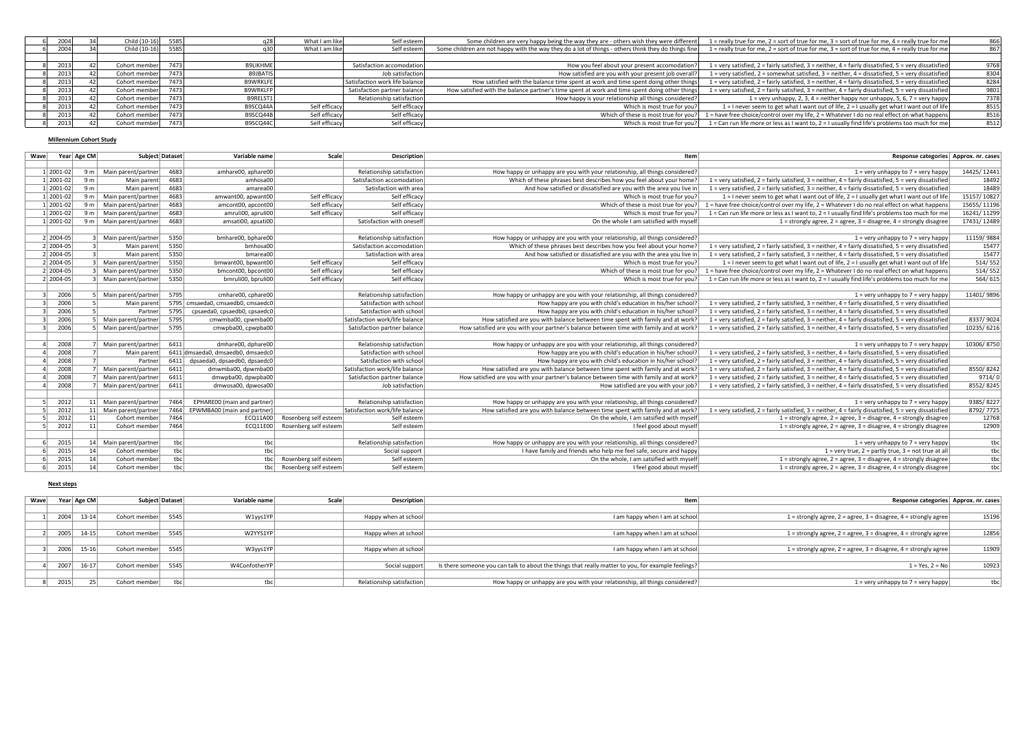| | | | | | | | | | | |
|---|---|---|---|---|---|---|---|---|---|---|
| 6 | 2004 | 34 | Child (10-16) | 5585 | q28 | What I am like | Self esteem | Some children are very happy being the way they are - others wish they were different | 1 = really true for me, 2 = sort of true for me, 3 = sort of true for me, 4 = really true for me | 866 |
| 6 | 2004 | 34 | Child (10-16) | 5585 | q30 | What I am like | Self esteem | Some children are not happy with the way they do a lot of things - others think they do things fine | 1 = really true for me, 2 = sort of true for me, 3 = sort of true for me, 4 = really true for me | 867 |
| | | | | | | | | | | |
| 8 | 2013 | 42 | Cohort member | 7473 | B9LIKHME | | Satisfaction accomodation | How you feel about your present accomodation? | 1 = very satisfied, 2 = fairly satisfied, 3 = neither, 4 = fairly dissatisfied, 5 = very dissatisfied | 9768 |
| 8 | 2013 | 42 | Cohort member | 7473 | B9JBATIS | | Job satisfaction | How satisfied are you with your present job overall? | 1 = very satisfied, 2 = somewhat satisfied, 3 = neither, 4 = dissatisfied, 5 = very dissatisfied | 8304 |
| 8 | 2013 | 42 | Cohort member | 7473 | B9WRKLFE | | Satisfaction work life balance | How satisfied with the balance time spent at work and time spent doing other things | 1 = very satisfied, 2 = fairly satisfied, 3 = neither, 4 = fairly dissatisfied, 5 = very dissatisfied | 8284 |
| 8 | 2013 | 42 | Cohort member | 7473 | B9WRKLFP | | Satisfaction partner balance | How satisfied with the balance partner's time spent at work and time spent doing other things | 1 = very satisfied, 2 = fairly satisfied, 3 = neither, 4 = fairly dissatisfied, 5 = very dissatisfied | 9801 |
| 8 | 2013 | 42 | Cohort member | 7473 | B9RELST1 | | Relationship satisfaction | How happy is your relationship all things considered? | 1 = very unhappy, 2, 3, 4 = neither happy nor unhappy, 5, 6, 7 = very happy | 7378 |
| 8 | 2013 | 42 | Cohort member | 7473 | B9SCQ44A | Self efficacy | Self efficacy | Which is most true for you? | 1 = I never seem to get what I want out of life, 2 = I usually get what I want out of life | 8515 |
| 8 | 2013 | 42 | Cohort member | 7473 | B9SCQ44B | Self efficacy | Self efficacy | Which of these is most true for you? | 1 = have free choice/control over my life, 2 = Whatever I do no real effect on what happens | 8516 |
| 8 | 2013 | 42 | Cohort member | 7473 | B9SCQ44C | Self efficacy | Self efficacy | Which is most true for you? | 1 = Can run life more or less as I want to, 2 = I usually find life's problems too much for me | 8512 |

**Millennium Cohort Study**

| Wave | Year | Age CM | Subject | Dataset | Variable name | Scale | Description | Item | Response categories | Approx. nr. cases |
|---|---|---|---|---|---|---|---|---|---|---|
| 1 | 2001-02 | 9 m | Main parent/partner | 4683 | amhare00, aphare00 | | Relationship satisfaction | How happy or unhappy are you with your relationship, all things considered? | 1 = very unhappy to 7 = very happy | 14425/ 12441 |
| 1 | 2001-02 | 9 m | Main parent | 4683 | amhosa00 | | Satisfaction accomodation | Which of these phrases best describes how you feel about your home? | 1 = very satisfied, 2 = fairly satisfied, 3 = neither, 4 = fairly dissatisfied, 5 = very dissatisfied | 18492 |
| 1 | 2001-02 | 9 m | Main parent | 4683 | amarea00 | | Satisfaction with area | And how satisfied or dissatisfied are you with the area you live in | 1 = very satisfied, 2 = fairly satisfied, 3 = neither, 4 = fairly dissatisfied, 5 = very dissatisfied | 18489 |
| 1 | 2001-02 | 9 m | Main parent/partner | 4683 | amwant00, apwant00 | Self efficacy | Self efficacy | Which is most true for you? | 1 = I never seem to get what I want out of life, 2 = I usually get what I want out of life | 15157/ 10827 |
| 1 | 2001-02 | 9 m | Main parent/partner | 4683 | amcont00, apcont00 | Self efficacy | Self efficacy | Which of these is most true for you? | 1 = have free choice/control over my life, 2 = Whatever I do no real effect on what happens | 15655/ 11196 |
| 1 | 2001-02 | 9 m | Main parent/partner | 4683 | amruli00, apruli00 | Self efficacy | Self efficacy | Which is most true for you? | 1 = Can run life more or less as I want to, 2 = I usually find life's problems too much for me | 16241/ 11299 |
| 1 | 2001-02 | 9 m | Main parent/partner | 4683 | amsati00, apsati00 | | Satisfaction with oneself | On the whole I am satisfied with myself | 1 = strongly agree, 2 = agree, 3 = disagree, 4 = strongly disagree | 17431/ 12489 |
| | | | | | | | | | | |
| 2 | 2004-05 | 3 | Main parent/partner | 5350 | bmhare00, bphare00 | | Relationship satisfaction | How happy or unhappy are you with your relationship, all things considered? | 1 = very unhappy to 7 = very happy | 11159/ 9884 |
| 2 | 2004-05 | 3 | Main parent | 5350 | bmhosa00 | | Satisfaction accomodation | Which of these phrases best describes how you feel about your home? | 1 = very satisfied, 2 = fairly satisfied, 3 = neither, 4 = fairly dissatisfied, 5 = very dissatisfied | 15477 |
| 2 | 2004-05 | 3 | Main parent | 5350 | bmarea00 | | Satisfaction with area | And how satisfied or dissatisfied are you with the area you live in | 1 = very satisfied, 2 = fairly satisfied, 3 = neither, 4 = fairly dissatisfied, 5 = very dissatisfied | 15477 |
| 2 | 2004-05 | 3 | Main parent/partner | 5350 | bmwant00, bpwant00 | Self efficacy | Self efficacy | Which is most true for you? | 1 = I never seem to get what I want out of life, 2 = I usually get what I want out of life | 514/ 552 |
| 2 | 2004-05 | 3 | Main parent/partner | 5350 | bmcont00, bpcont00 | Self efficacy | Self efficacy | Which of these is most true for you? | 1 = have free choice/control over my life, 2 = Whatever I do no real effect on what happens | 514/ 552 |
| 2 | 2004-05 | 3 | Main parent/partner | 5350 | bmruli00, bpruli00 | Self efficacy | Self efficacy | Which is most true for you? | 1 = Can run life more or less as I want to, 2 = I usually find life's problems too much for me | 564/ 615 |
| | | | | | | | | | | |
| 3 | 2006 | 5 | Main parent/partner | 5795 | cmhare00, cphare00 | | Relationship satisfaction | How happy or unhappy are you with your relationship, all things considered? | 1 = very unhappy to 7 = very happy | 11401/ 9896 |
| 3 | 2006 | 5 | Main parent | 5795 | cmsaeda0, cmsaedb0, cmsaedc0 | | Satisfaction with school | How happy are you with child's education in his/her school? | 1 = very satisfied, 2 = fairly satisfied, 3 = neither, 4 = fairly dissatisfied, 5 = very dissatisfied | |
| 3 | 2006 | 5 | Partner | 5795 | cpsaeda0, cpsaedb0, cpsaedc0 | | Satisfaction with school | How happy are you with child's education in his/her school? | 1 = very satisfied, 2 = fairly satisfied, 3 = neither, 4 = fairly dissatisfied, 5 = very dissatisfied | |
| 3 | 2006 | 5 | Main parent/partner | 5795 | cmwmba00, cpwmba00 | | Satisfaction work/life balance | How satisfied are you with balance between time spent with family and at work? | 1 = very satisfied, 2 = fairly satisfied, 3 = neither, 4 = fairly dissatisfied, 5 = very dissatisfied | 8337/ 9024 |
| 3 | 2006 | 5 | Main parent/partner | 5795 | cmwpba00, cpwpba00 | | Satisfaction partner balance | How satisfied are you with your partner's balance between time with family and at work? | 1 = very satisfied, 2 = fairly satisfied, 3 = neither, 4 = fairly dissatisfied, 5 = very dissatisfied | 10235/ 6216 |
| | | | | | | | | | | |
| 4 | 2008 | 7 | Main parent/partner | 6411 | dmhare00, dphare00 | | Relationship satisfaction | How happy or unhappy are you with your relationship, all things considered? | 1 = very unhappy to 7 = very happy | 10306/ 8750 |
| 4 | 2008 | 7 | Main parent | 6411 | dmsaeda0, dmsaedb0, dmsaedc0 | | Satisfaction with school | How happy are you with child's education in his/her school? | 1 = very satisfied, 2 = fairly satisfied, 3 = neither, 4 = fairly dissatisfied, 5 = very dissatisfied | |
| 4 | 2008 | 7 | Partner | 6411 | dpsaeda0, dpsaedb0, dpsaedc0 | | Satisfaction with school | How happy are you with child's education in his/her school? | 1 = very satisfied, 2 = fairly satisfied, 3 = neither, 4 = fairly dissatisfied, 5 = very dissatisfied | |
| 4 | 2008 | 7 | Main parent/partner | 6411 | dmwmba00, dpwmba00 | | Satisfaction work/life balance | How satisfied are you with balance between time spent with family and at work? | 1 = very satisfied, 2 = fairly satisfied, 3 = neither, 4 = fairly dissatisfied, 5 = very dissatisfied | 8550/ 8242 |
| 4 | 2008 | 7 | Main parent/partner | 6411 | dmwpba00, dpwpba00 | | Satisfaction partner balance | How satisfied are you with your partner's balance between time with family and at work? | 1 = very satisfied, 2 = fairly satisfied, 3 = neither, 4 = fairly dissatisfied, 5 = very dissatisfied | 9714/ 0 |
| 4 | 2008 | 7 | Main parent/partner | 6411 | dmwosa00, dpwosa00 | | Job satisfaction | How satisfied are you with your job? | 1 = very satisfied, 2 = fairly satisfied, 3 = neither, 4 = fairly dissatisfied, 5 = very dissatisfied | 8552/ 8245 |
| | | | | | | | | | | |
| 5 | 2012 | 11 | Main parent/partner | 7464 | EPHARE00 (main and partner) | | Relationship satisfaction | How happy or unhappy are you with your relationship, all things considered? | 1 = very unhappy to 7 = very happy | 9385/ 8227 |
| 5 | 2012 | 11 | Main parent/partner | 7464 | EPWMBA00 (main and partner) | | Satisfaction work/life balance | How satisfied are you with balance between time spent with family and at work? | 1 = very satisfied, 2 = fairly satisfied, 3 = neither, 4 = fairly dissatisfied, 5 = very dissatisfied | 8792/ 7725 |
| 5 | 2012 | 11 | Cohort member | 7464 | ECQ11A00 | Rosenberg self esteem | Self esteem | On the whole, I am satsified with myself | 1 = strongly agree, 2 = agree, 3 = disagree, 4 = strongly disagree | 12768 |
| 5 | 2012 | 11 | Cohort member | 7464 | ECQ11E00 | Rosenberg self esteem | Self esteem | I feel good about myself | 1 = strongly agree, 2 = agree, 3 = disagree, 4 = strongly disagree | 12909 |
| | | | | | | | | | | |
| 6 | 2015 | 14 | Main parent/partner | tbc | tbc | | Relationship satisfaction | How happy or unhappy are you with your relationship, all things considered? | 1 = very unhappy to 7 = very happy | tbc |
| 6 | 2015 | 14 | Cohort member | tbc | tbc | | Social support | I have family and friends who help me feel safe, secure and happy | 1 = very true, 2 = partly true, 3 = not true at all | tbc |
| 6 | 2015 | 14 | Cohort member | tbc | tbc | Rosenberg self esteem | Self esteem | On the whole, I am satsified with myself | 1 = strongly agree, 2 = agree, 3 = disagree, 4 = strongly disagree | tbc |
| 6 | 2015 | 14 | Cohort member | tbc | tbc | Rosenberg self esteem | Self esteem | I feel good about myself | 1 = strongly agree, 2 = agree, 3 = disagree, 4 = strongly disagree | tbc |

**Next steps**

| Wave | Year | Age CM | Subject | Dataset | Variable name | Scale | Description | Item | Response categories | Approx. nr. cases |
|---|---|---|---|---|---|---|---|---|---|---|
| 1 | 2004 | 13-14 | Cohort member | 5545 | W1yys1YP | | Happy when at school | I am happy when I am at school | 1 = strongly agree, 2 = agree, 3 = disagree, 4 = strongly agree | 15196 |
| | | | | | | | | | | |
| 2 | 2005 | 14-15 | Cohort member | 5545 | W2YYS1YP | | Happy when at school | I am happy when I am at school | 1 = strongly agree, 2 = agree, 3 = disagree, 4 = strongly agree | 12856 |
| | | | | | | | | | | |
| 3 | 2006 | 15-16 | Cohort member | 5545 | W3yys1YP | | Happy when at school | I am happy when I am at school | 1 = strongly agree, 2 = agree, 3 = disagree, 4 = strongly agree | 11909 |
| | | | | | | | | | | |
| 4 | 2007 | 16-17 | Cohort member | 5545 | W4ConfotherYP | | Social support | Is there someone you can talk to about the things that really matter to you, for example feelings? | 1 = Yes, 2 = No | 10923 |
| | | | | | | | | | | |
| 8 | 2015 | 25 | Cohort member | tbc | tbc | | Relationship satisfaction | How happy or unhappy are you with your relationship, all things considered? | 1 = very unhappy to 7 = very happy | tbc |